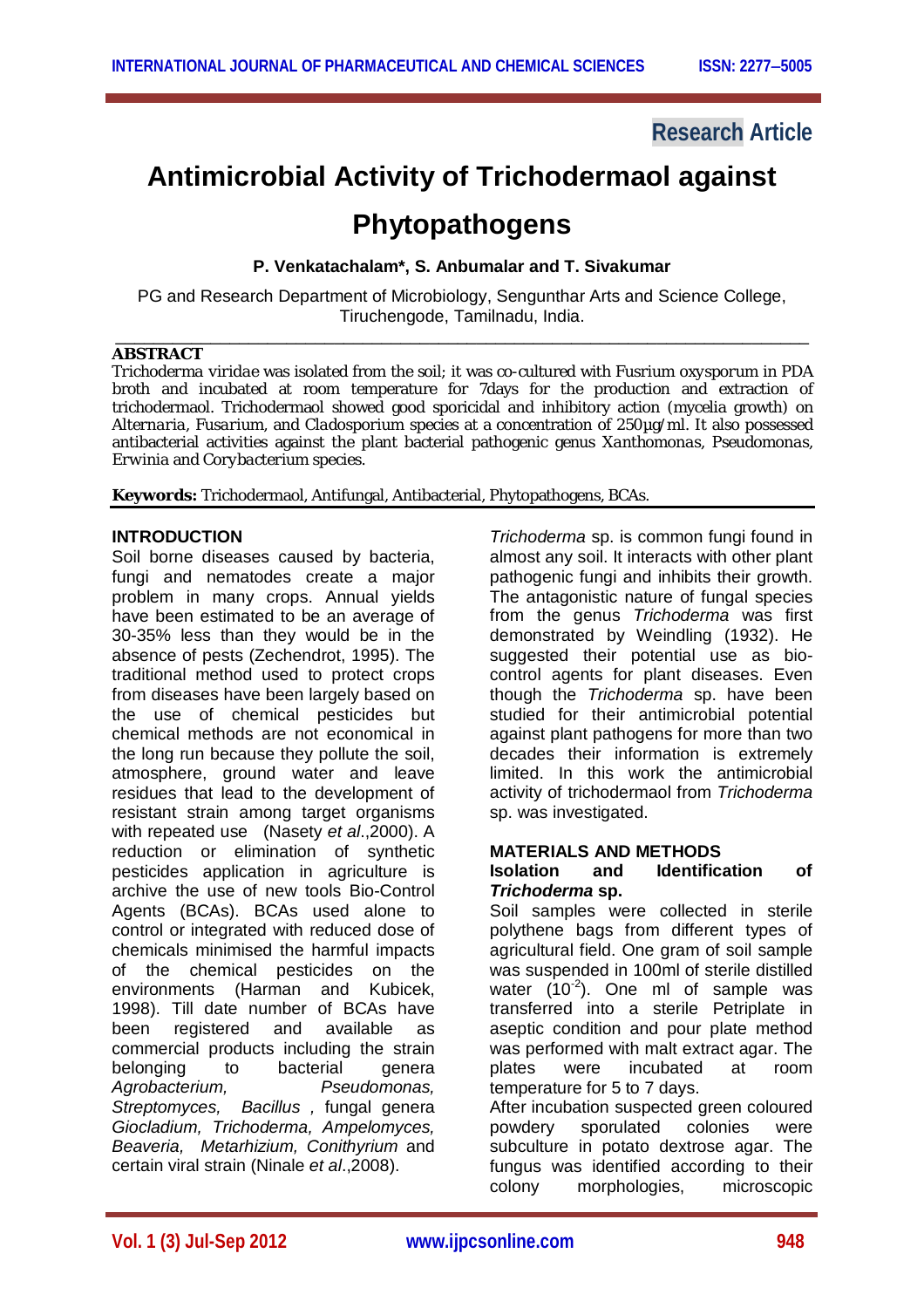Research Article

# Antimicrobial Activity of Trichodermaol against Phytopathogens

**P. Venkatachalam*, S. Anbumalar and T. Sivakumar**

PG and Research Department of Microbiology, Sengunthar Arts and Science College, Tiruchengode, Tamilnadu, India.

## ABSTRACT

*Trichoderma viridae* was isolated from the soil; it was co-cultured with *Fusrium oxysporum* in PDA broth and incubated at room temperature for 7days for the production and extraction of trichodermaol. Trichodermaol showed good sporicidal and inhibitory action (mycelia growth) on *Alternaria, Fusarium*, and *Cladosporium* species at a concentration of 250µg/ml. It also possessed antibacterial activities against the plant bacterial pathogenic genus *Xanthomonas, Pseudomonas, Erwinia* and *Corybacterium* species.

**Keywords:** Trichodermaol, Antifungal, Antibacterial, Phytopathogens, BCAs.

## INTRODUCTION

Soil borne diseases caused by bacteria, fungi and nematodes create a major problem in many crops. Annual yields have been estimated to be an average of 30-35% less than they would be in the absence of pests (Zechendrot, 1995). The traditional method used to protect crops from diseases have been largely based on the use of chemical pesticides but chemical methods are not economical in the long run because they pollute the soil, atmosphere, ground water and leave residues that lead to the development of resistant strain among target organisms with repeated use (Nasety *et al*.,2000). A reduction or elimination of synthetic pesticides application in agriculture is archive the use of new tools Bio-Control Agents (BCAs). BCAs used alone to control or integrated with reduced dose of chemicals minimised the harmful impacts of the chemical pesticides on the environments (Harman and Kubicek, 1998). Till date number of BCAs have been registered and available as commercial products including the strain belonging to bacterial genera *Agrobacterium, Pseudomonas, Streptomyces, Bacillus* , fungal genera *Giocladium, Trichoderma, Ampelomyces, Beaveria, Metarhizium, Conithyrium* and certain viral strain (Ninale *et al*.,2008).

*Trichoderma* sp. is common fungi found in almost any soil. It interacts with other plant pathogenic fungi and inhibits their growth. The antagonistic nature of fungal species from the genus *Trichoderma* was first demonstrated by Weindling (1932). He suggested their potential use as bio-control agents for plant diseases. Even though the *Trichoderma* sp. have been studied for their antimicrobial potential against plant pathogens for more than two decades their information is extremely limited. In this work the antimicrobial activity of trichodermaol from *Trichoderma* sp. was investigated.

## MATERIALS AND METHODS

### Isolation and Identification of *Trichoderma* sp.

Soil samples were collected in sterile polythene bags from different types of agricultural field. One gram of soil sample was suspended in 100ml of sterile distilled water ($10^{-2}$). One ml of sample was transferred into a sterile Petriplate in aseptic condition and pour plate method was performed with malt extract agar. The plates were incubated at room temperature for 5 to 7 days.

After incubation suspected green coloured powdery sporulated colonies were subculture in potato dextrose agar. The fungus was identified according to their colony morphologies, microscopic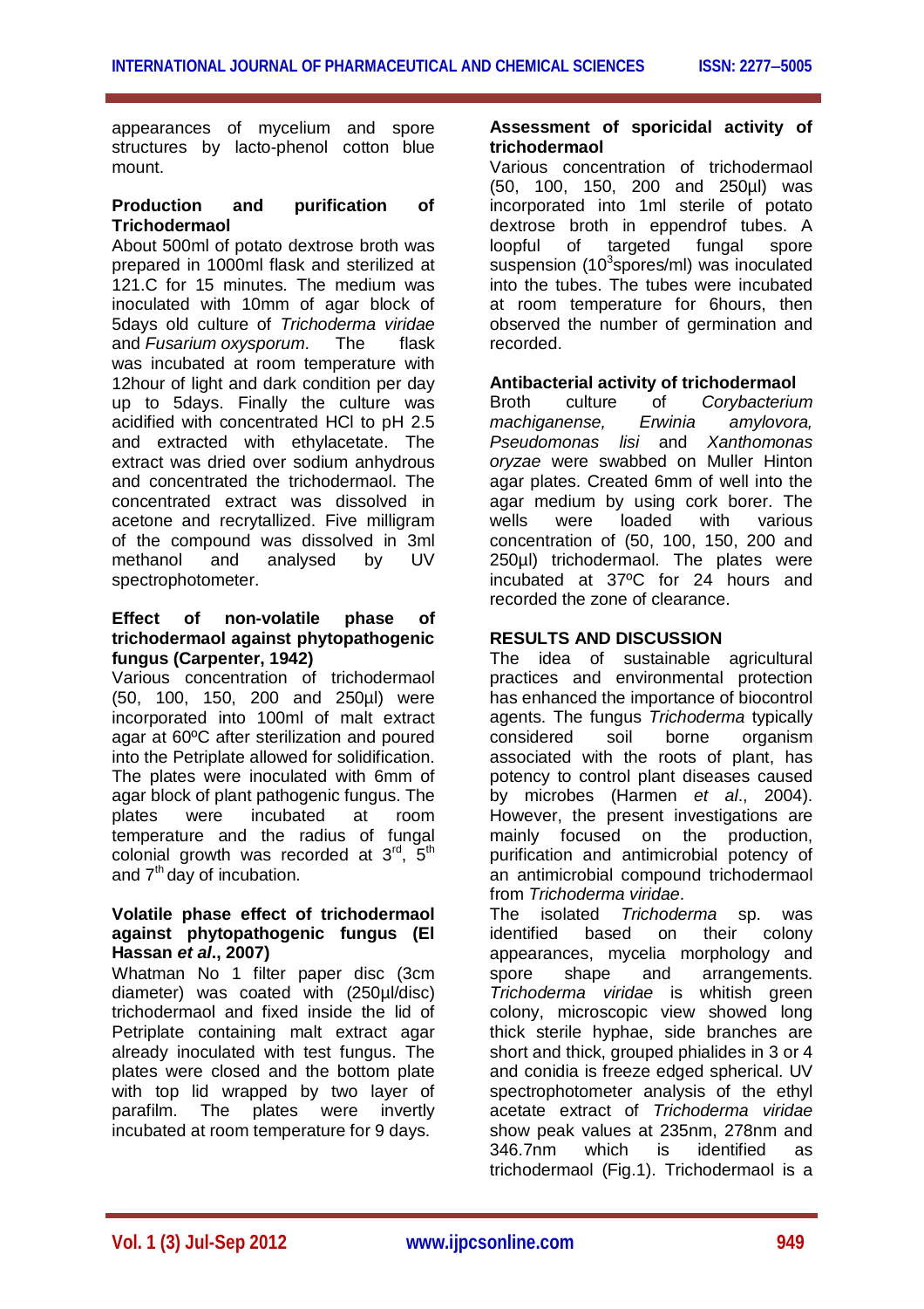appearances of mycelium and spore structures by lacto-phenol cotton blue mount.

**Production and purification of Trichodermaol**

About 500ml of potato dextrose broth was prepared in 1000ml flask and sterilized at 121.C for 15 minutes. The medium was inoculated with 10mm of agar block of 5days old culture of *Trichoderma viridae* and *Fusarium oxysporum*. The flask was incubated at room temperature with 12hour of light and dark condition per day up to 5days. Finally the culture was acidified with concentrated HCl to pH 2.5 and extracted with ethylacetate. The extract was dried over sodium anhydrous and concentrated the trichodermaol. The concentrated extract was dissolved in acetone and recrytallized. Five milligram of the compound was dissolved in 3ml methanol and analysed by UV spectrophotometer.

**Effect of non-volatile phase of trichodermaol against phytopathogenic fungus (Carpenter, 1942)**

Various concentration of trichodermaol (50, 100, 150, 200 and 250µl) were incorporated into 100ml of malt extract agar at 60ºC after sterilization and poured into the Petriplate allowed for solidification. The plates were inoculated with 6mm of agar block of plant pathogenic fungus. The plates were incubated at room temperature and the radius of fungal colonial growth was recorded at 3rd, 5th and 7th day of incubation.

**Volatile phase effect of trichodermaol against phytopathogenic fungus (El Hassan *et al*., 2007)**

Whatman No 1 filter paper disc (3cm diameter) was coated with (250µl/disc) trichodermaol and fixed inside the lid of Petriplate containing malt extract agar already inoculated with test fungus. The plates were closed and the bottom plate with top lid wrapped by two layer of parafilm. The plates were invertly incubated at room temperature for 9 days.

**Assessment of sporicidal activity of trichodermaol**

Various concentration of trichodermaol (50, 100, 150, 200 and 250µl) was incorporated into 1ml sterile of potato dextrose broth in eppendrof tubes. A loopful of targeted fungal spore suspension ($10^3$spores/ml) was inoculated into the tubes. The tubes were incubated at room temperature for 6hours, then observed the number of germination and recorded.

**Antibacterial activity of trichodermaol**

Broth culture of *Corybacterium machiganense, Erwinia amylovora, Pseudomonas lisi* and *Xanthomonas oryzae* were swabbed on Muller Hinton agar plates. Created 6mm of well into the agar medium by using cork borer. The wells were loaded with various concentration of (50, 100, 150, 200 and 250µl) trichodermaol. The plates were incubated at 37ºC for 24 hours and recorded the zone of clearance.

## RESULTS AND DISCUSSION

The idea of sustainable agricultural practices and environmental protection has enhanced the importance of biocontrol agents. The fungus *Trichoderma* typically considered soil borne organism associated with the roots of plant, has potency to control plant diseases caused by microbes (Harmen *et al*., 2004). However, the present investigations are mainly focused on the production, purification and antimicrobial potency of an antimicrobial compound trichodermaol from *Trichoderma viridae*.

The isolated *Trichoderma* sp. was identified based on their colony appearances, mycelia morphology and spore shape and arrangements. *Trichoderma viridae* is whitish green colony, microscopic view showed long thick sterile hyphae, side branches are short and thick, grouped phialides in 3 or 4 and conidia is freeze edged spherical. UV spectrophotometer analysis of the ethyl acetate extract of *Trichoderma viridae* show peak values at 235nm, 278nm and 346.7nm which is identified as trichodermaol (Fig.1). Trichodermaol is a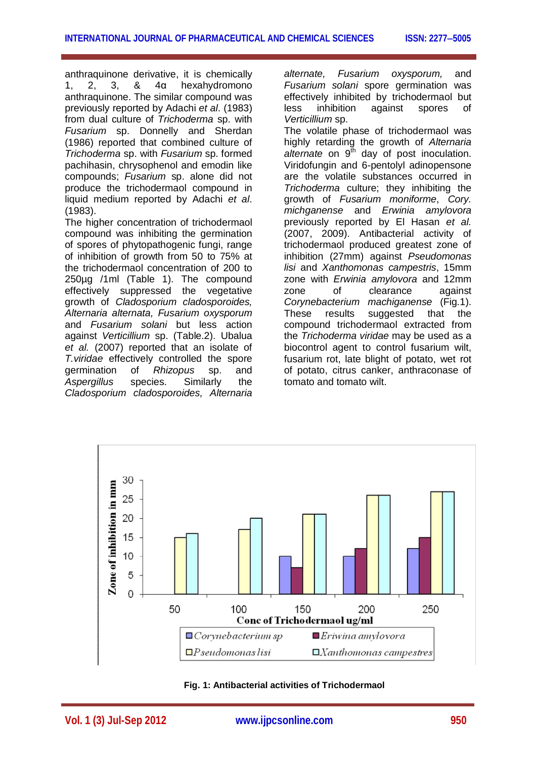anthraquinone derivative, it is chemically 1, 2, 3, & 4α hexahydromono anthraquinone. The similar compound was previously reported by Adachi *et al*. (1983) from dual culture of *Trichoderma* sp. with *Fusarium* sp. Donnelly and Sherdan (1986) reported that combined culture of *Trichoderma* sp. with *Fusarium* sp. formed pachihasin, chrysophenol and emodin like compounds; *Fusarium* sp. alone did not produce the trichodermaol compound in liquid medium reported by Adachi *et al*. (1983).

The higher concentration of trichodermaol compound was inhibiting the germination of spores of phytopathogenic fungi, range of inhibition of growth from 50 to 75% at the trichodermaol concentration of 200 to 250µg /1ml (Table 1). The compound effectively suppressed the vegetative growth of *Cladosporium cladosporoides, Alternaria alternata, Fusarium oxysporum* and *Fusarium solani* but less action against *Verticillium* sp. (Table.2). Ubalua *et al.* (2007) reported that an isolate of *T.viridae* effectively controlled the spore germination of *Rhizopus* sp. and *Aspergillus* species. Similarly the *Cladosporium cladosporoides, Alternaria alternate, Fusarium oxysporum,* and *Fusarium solani* spore germination was effectively inhibited by trichodermaol but less inhibition against spores of *Verticillium* sp.

The volatile phase of trichodermaol was highly retarding the growth of *Alternaria alternate* on 9th day of post inoculation. Viridofungin and 6-pentolyl adinopensone are the volatile substances occurred in *Trichoderma* culture; they inhibiting the growth of *Fusarium moniforme*, *Cory. michganense* and *Erwinia amylovora* previously reported by El Hasan *et al.* (2007, 2009). Antibacterial activity of trichodermaol produced greatest zone of inhibition (27mm) against *Pseudomonas lisi* and *Xanthomonas campestris*, 15mm zone with *Erwinia amylovora* and 12mm zone of clearance against *Corynebacterium machiganense* (Fig.1). These results suggested that the compound trichodermaol extracted from the *Trichoderma viridae* may be used as a biocontrol agent to control fusarium wilt, fusarium rot, late blight of potato, wet rot of potato, citrus canker, anthraconase of tomato and tomato wilt.

| Conc of Trichodermaol ug/ml | *Corynebacterium sp* | *Eriwina amylovora* | *Pseudomonas lisi* | *Xanthomonas campestres* |
|---|---|---|---|---|
| 50 | | | 15 | 16 |
| 100 | | | 17 | 20 |
| 150 | 10 | 7 | 21 | 21 |
| 200 | 10 | 12 | 26 | 26 |
| 250 | 12 | 15 | 27 | 27 |

Zone of inhibition in mm

**Fig. 1: Antibacterial activities of Trichodermaol**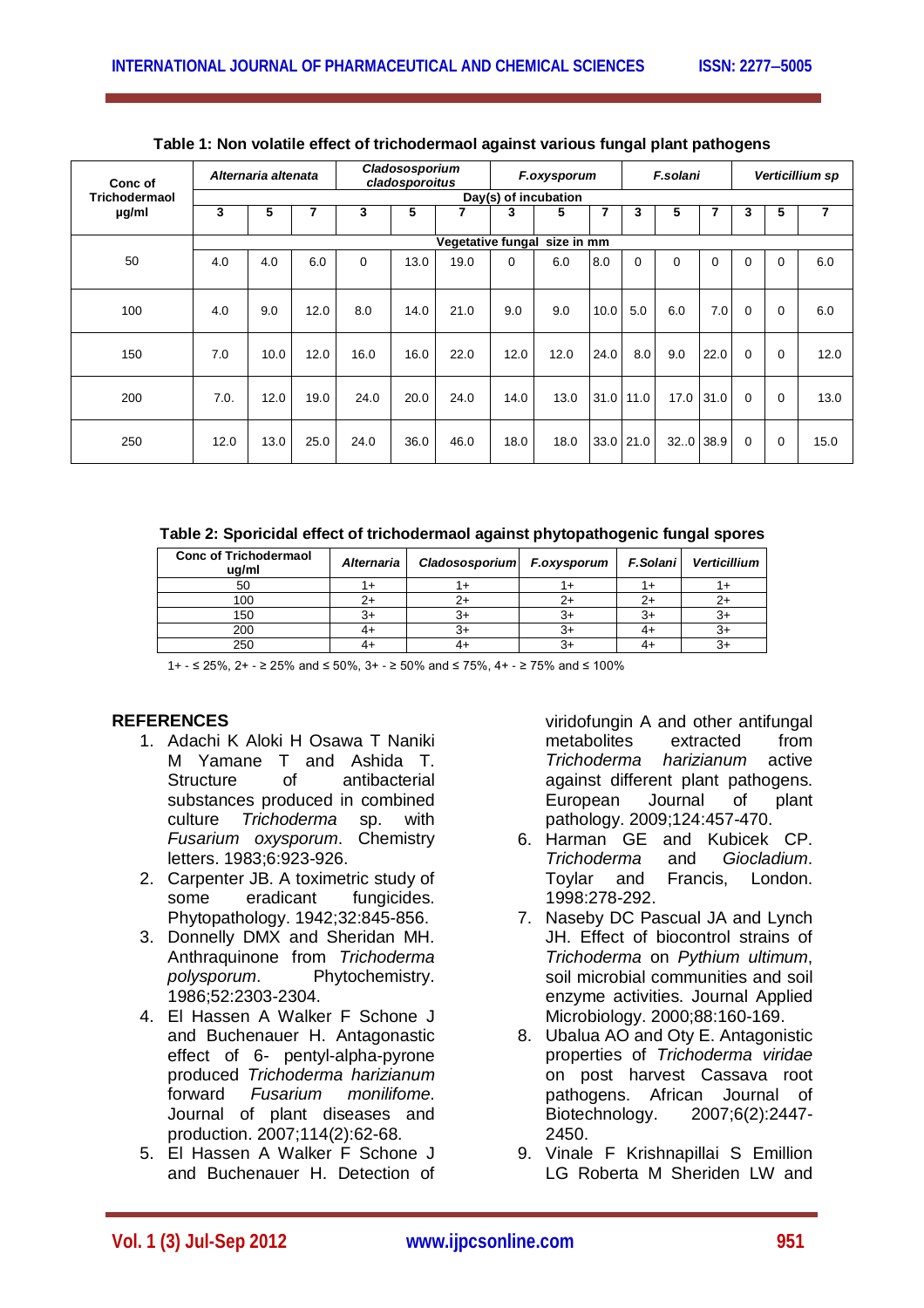**Table 1: Non volatile effect of trichodermaol against various fungal plant pathogens**

| Conc of Trichodermaol µg/ml | *Alternaria altenata* | | | *Cladososporium cladosporoitus* | | | *F.oxysporum* | | | *F.solani* | | | *Verticillium sp* | | |
|---|---|---|---|---|---|---|---|---|---|---|---|---|---|---|---|
| | Day(s) of incubation | | | | | | | | | | | | | | |
| | 3 | 5 | 7 | 3 | 5 | 7 | 3 | 5 | 7 | 3 | 5 | 7 | 3 | 5 | 7 |
| | Vegetative fungal size in mm | | | | | | | | | | | | | | |
| 50 | 4.0 | 4.0 | 6.0 | 0 | 13.0 | 19.0 | 0 | 6.0 | 8.0 | 0 | 0 | 0 | 0 | 0 | 6.0 |
| 100 | 4.0 | 9.0 | 12.0 | 8.0 | 14.0 | 21.0 | 9.0 | 9.0 | 10.0 | 5.0 | 6.0 | 7.0 | 0 | 0 | 6.0 |
| 150 | 7.0 | 10.0 | 12.0 | 16.0 | 16.0 | 22.0 | 12.0 | 12.0 | 24.0 | 8.0 | 9.0 | 22.0 | 0 | 0 | 12.0 |
| 200 | 7.0. | 12.0 | 19.0 | 24.0 | 20.0 | 24.0 | 14.0 | 13.0 | 31.0 | 11.0 | 17.0 | 31.0 | 0 | 0 | 13.0 |
| 250 | 12.0 | 13.0 | 25.0 | 24.0 | 36.0 | 46.0 | 18.0 | 18.0 | 33.0 | 21.0 | 32..0 | 38.9 | 0 | 0 | 15.0 |

**Table 2: Sporicidal effect of trichodermaol against phytopathogenic fungal spores**

| Conc of Trichodermaol ug/ml | *Alternaria* | *Cladososporium* | *F.oxysporum* | *F.Solani* | *Verticillium* |
|---|---|---|---|---|---|
| 50 | 1+ | 1+ | 1+ | 1+ | 1+ |
| 100 | 2+ | 2+ | 2+ | 2+ | 2+ |
| 150 | 3+ | 3+ | 3+ | 3+ | 3+ |
| 200 | 4+ | 3+ | 3+ | 4+ | 3+ |
| 250 | 4+ | 4+ | 3+ | 4+ | 3+ |

1+ - ≤ 25%, 2+ - ≥ 25% and ≤ 50%, 3+ - ≥ 50% and ≤ 75%, 4+ - ≥ 75% and ≤ 100%

## REFERENCES

1. Adachi K Aloki H Osawa T Naniki M Yamane T and Ashida T. Structure of antibacterial substances produced in combined culture *Trichoderma* sp. with *Fusarium oxysporum*. Chemistry letters. 1983;6:923-926.
2. Carpenter JB. A toximetric study of some eradicant fungicides. Phytopathology. 1942;32:845-856.
3. Donnelly DMX and Sheridan MH. Anthraquinone from *Trichoderma polysporum*. Phytochemistry. 1986;52:2303-2304.
4. El Hassen A Walker F Schone J and Buchenauer H. Antagonastic effect of 6- pentyl-alpha-pyrone produced *Trichoderma harizianum* forward *Fusarium monilifome*. Journal of plant diseases and production. 2007;114(2):62-68.
5. El Hassen A Walker F Schone J and Buchenauer H. Detection of viridofungin A and other antifungal metabolites extracted from *Trichoderma harizianum* active against different plant pathogens. European Journal of plant pathology. 2009;124:457-470.
6. Harman GE and Kubicek CP. *Trichoderma* and *Giocladium*. Toylar and Francis, London. 1998:278-292.
7. Naseby DC Pascual JA and Lynch JH. Effect of biocontrol strains of *Trichoderma* on *Pythium ultimum*, soil microbial communities and soil enzyme activities. Journal Applied Microbiology. 2000;88:160-169.
8. Ubalua AO and Oty E. Antagonistic properties of *Trichoderma viridae* on post harvest Cassava root pathogens. African Journal of Biotechnology. 2007;6(2):2447-2450.
9. Vinale F Krishnapillai S Emillion LG Roberta M Sheriden LW and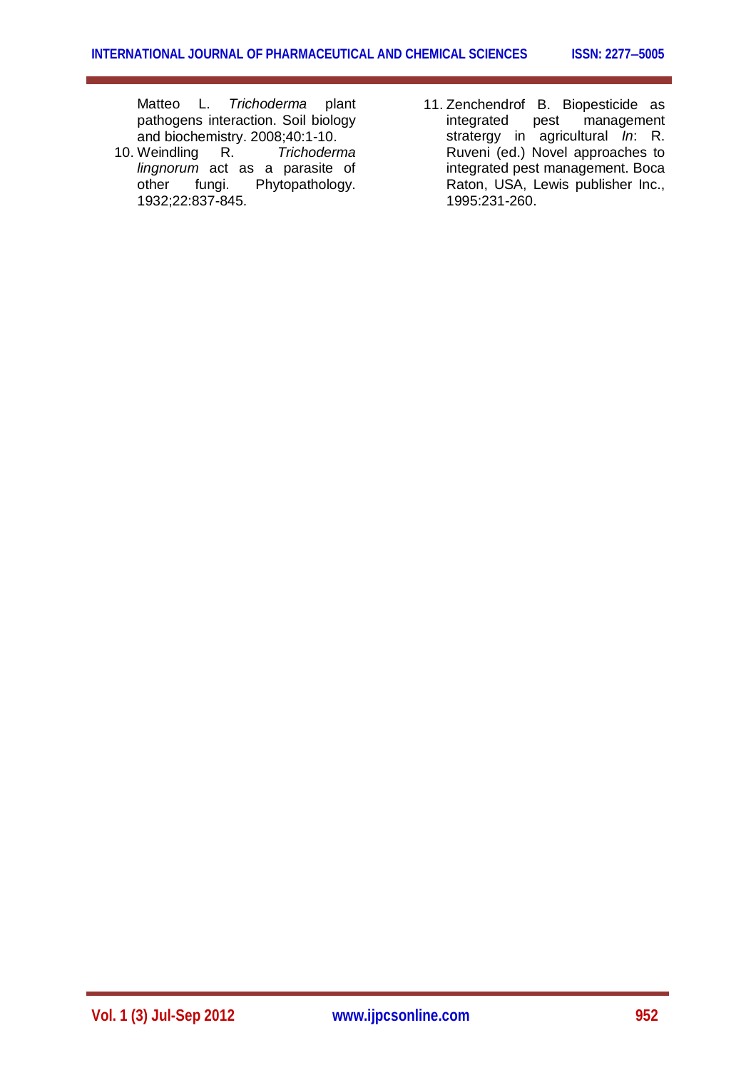Matteo L. *Trichoderma* plant pathogens interaction. Soil biology and biochemistry. 2008;40:1-10.

10. Weindling R. *Trichoderma lingnorum* act as a parasite of other fungi. Phytopathology. 1932;22:837-845.
11. Zenchendrof B. Biopesticide as integrated pest management stratergy in agricultural *In*: R. Ruveni (ed.) Novel approaches to integrated pest management. Boca Raton, USA, Lewis publisher Inc., 1995:231-260.